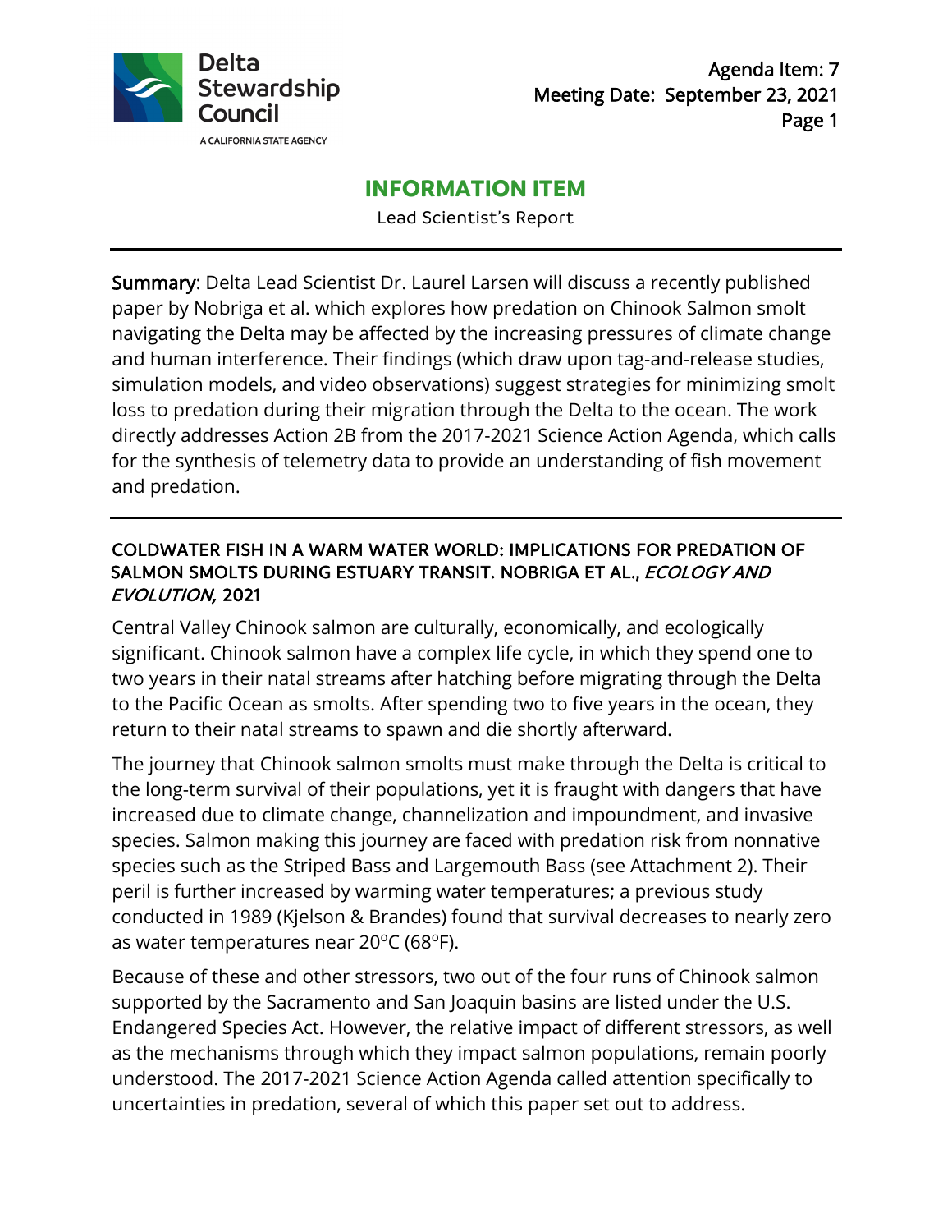Delta Stewardship Council

A CALIFORNIA STATE AGENCY

Agenda Item: 7
Meeting Date: September 23, 2021

# INFORMATION ITEM

Lead Scientist's Report

**Summary**: Delta Lead Scientist Dr. Laurel Larsen will discuss a recently published paper by Nobriga et al. which explores how predation on Chinook Salmon smolt navigating the Delta may be affected by the increasing pressures of climate change and human interference. Their findings (which draw upon tag-and-release studies, simulation models, and video observations) suggest strategies for minimizing smolt loss to predation during their migration through the Delta to the ocean. The work directly addresses Action 2B from the 2017-2021 Science Action Agenda, which calls for the synthesis of telemetry data to provide an understanding of fish movement and predation.

## COLDWATER FISH IN A WARM WATER WORLD: IMPLICATIONS FOR PREDATION OF SALMON SMOLTS DURING ESTUARY TRANSIT. NOBRIGA ET AL., *ECOLOGY AND EVOLUTION,* 2021

Central Valley Chinook salmon are culturally, economically, and ecologically significant. Chinook salmon have a complex life cycle, in which they spend one to two years in their natal streams after hatching before migrating through the Delta to the Pacific Ocean as smolts. After spending two to five years in the ocean, they return to their natal streams to spawn and die shortly afterward.

The journey that Chinook salmon smolts must make through the Delta is critical to the long-term survival of their populations, yet it is fraught with dangers that have increased due to climate change, channelization and impoundment, and invasive species. Salmon making this journey are faced with predation risk from nonnative species such as the Striped Bass and Largemouth Bass (see Attachment 2). Their peril is further increased by warming water temperatures; a previous study conducted in 1989 (Kjelson & Brandes) found that survival decreases to nearly zero as water temperatures near 20°C (68°F).

Because of these and other stressors, two out of the four runs of Chinook salmon supported by the Sacramento and San Joaquin basins are listed under the U.S. Endangered Species Act. However, the relative impact of different stressors, as well as the mechanisms through which they impact salmon populations, remain poorly understood. The 2017-2021 Science Action Agenda called attention specifically to uncertainties in predation, several of which this paper set out to address.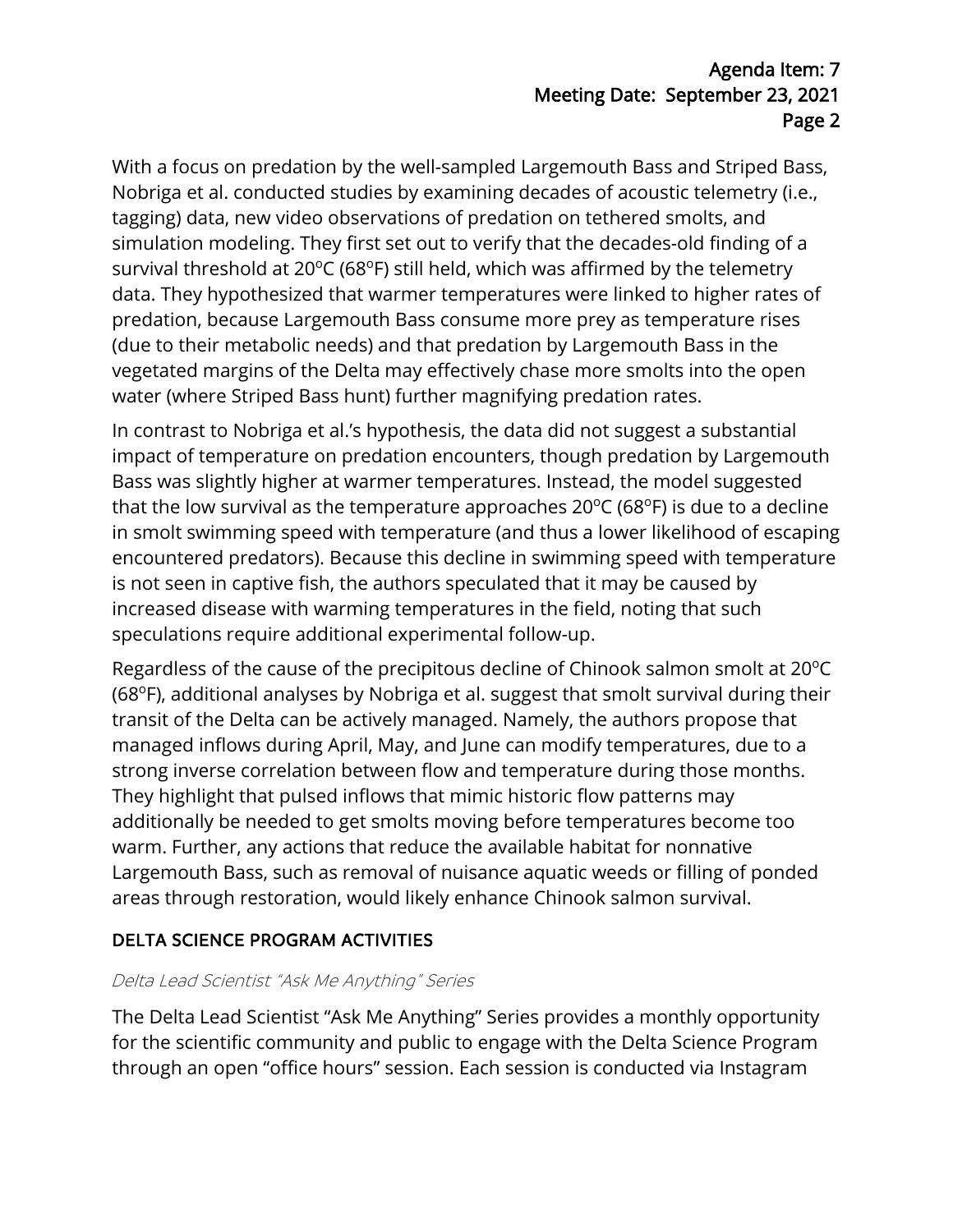With a focus on predation by the well-sampled Largemouth Bass and Striped Bass, Nobriga et al. conducted studies by examining decades of acoustic telemetry (i.e., tagging) data, new video observations of predation on tethered smolts, and simulation modeling. They first set out to verify that the decades-old finding of a survival threshold at 20°C (68°F) still held, which was affirmed by the telemetry data. They hypothesized that warmer temperatures were linked to higher rates of predation, because Largemouth Bass consume more prey as temperature rises (due to their metabolic needs) and that predation by Largemouth Bass in the vegetated margins of the Delta may effectively chase more smolts into the open water (where Striped Bass hunt) further magnifying predation rates.

In contrast to Nobriga et al.'s hypothesis, the data did not suggest a substantial impact of temperature on predation encounters, though predation by Largemouth Bass was slightly higher at warmer temperatures. Instead, the model suggested that the low survival as the temperature approaches 20°C (68°F) is due to a decline in smolt swimming speed with temperature (and thus a lower likelihood of escaping encountered predators). Because this decline in swimming speed with temperature is not seen in captive fish, the authors speculated that it may be caused by increased disease with warming temperatures in the field, noting that such speculations require additional experimental follow-up.

Regardless of the cause of the precipitous decline of Chinook salmon smolt at 20°C (68°F), additional analyses by Nobriga et al. suggest that smolt survival during their transit of the Delta can be actively managed. Namely, the authors propose that managed inflows during April, May, and June can modify temperatures, due to a strong inverse correlation between flow and temperature during those months. They highlight that pulsed inflows that mimic historic flow patterns may additionally be needed to get smolts moving before temperatures become too warm. Further, any actions that reduce the available habitat for nonnative Largemouth Bass, such as removal of nuisance aquatic weeds or filling of ponded areas through restoration, would likely enhance Chinook salmon survival.

## DELTA SCIENCE PROGRAM ACTIVITIES

*Delta Lead Scientist "Ask Me Anything" Series*

The Delta Lead Scientist "Ask Me Anything" Series provides a monthly opportunity for the scientific community and public to engage with the Delta Science Program through an open "office hours" session. Each session is conducted via Instagram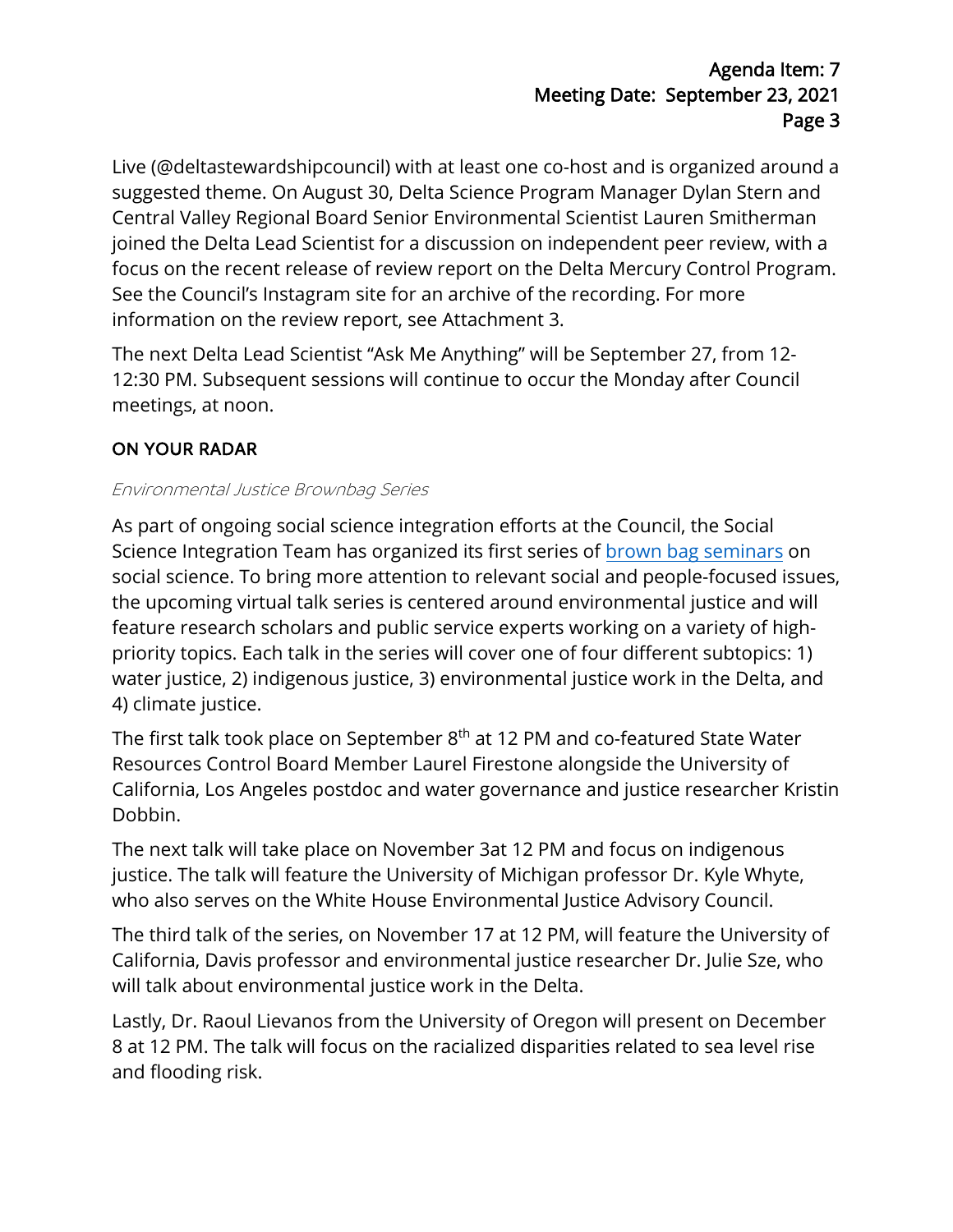Live (@deltastewardshipcouncil) with at least one co-host and is organized around a suggested theme. On August 30, Delta Science Program Manager Dylan Stern and Central Valley Regional Board Senior Environmental Scientist Lauren Smitherman joined the Delta Lead Scientist for a discussion on independent peer review, with a focus on the recent release of review report on the Delta Mercury Control Program. See the Council's Instagram site for an archive of the recording. For more information on the review report, see Attachment 3.

The next Delta Lead Scientist "Ask Me Anything" will be September 27, from 12-12:30 PM. Subsequent sessions will continue to occur the Monday after Council meetings, at noon.

## ON YOUR RADAR

*Environmental Justice Brownbag Series*

As part of ongoing social science integration efforts at the Council, the Social Science Integration Team has organized its first series of brown bag seminars on social science. To bring more attention to relevant social and people-focused issues, the upcoming virtual talk series is centered around environmental justice and will feature research scholars and public service experts working on a variety of high-priority topics. Each talk in the series will cover one of four different subtopics: 1) water justice, 2) indigenous justice, 3) environmental justice work in the Delta, and 4) climate justice.

The first talk took place on September 8th at 12 PM and co-featured State Water Resources Control Board Member Laurel Firestone alongside the University of California, Los Angeles postdoc and water governance and justice researcher Kristin Dobbin.

The next talk will take place on November 3at 12 PM and focus on indigenous justice. The talk will feature the University of Michigan professor Dr. Kyle Whyte, who also serves on the White House Environmental Justice Advisory Council.

The third talk of the series, on November 17 at 12 PM, will feature the University of California, Davis professor and environmental justice researcher Dr. Julie Sze, who will talk about environmental justice work in the Delta.

Lastly, Dr. Raoul Lievanos from the University of Oregon will present on December 8 at 12 PM. The talk will focus on the racialized disparities related to sea level rise and flooding risk.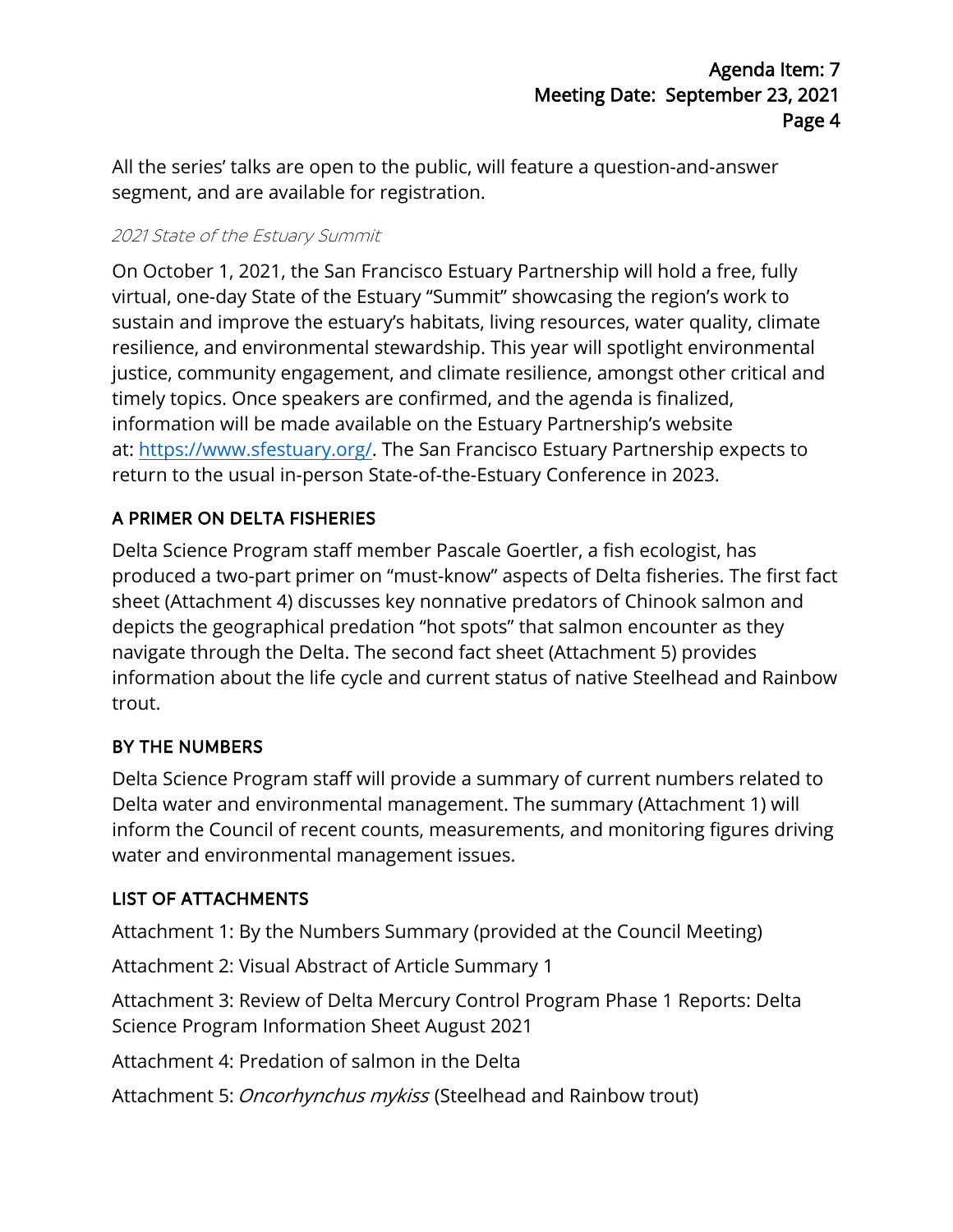All the series' talks are open to the public, will feature a question-and-answer segment, and are available for registration.

*2021 State of the Estuary Summit*

On October 1, 2021, the San Francisco Estuary Partnership will hold a free, fully virtual, one-day State of the Estuary "Summit" showcasing the region's work to sustain and improve the estuary's habitats, living resources, water quality, climate resilience, and environmental stewardship. This year will spotlight environmental justice, community engagement, and climate resilience, amongst other critical and timely topics. Once speakers are confirmed, and the agenda is finalized, information will be made available on the Estuary Partnership's website at: [https://www.sfestuary.org/](https://www.sfestuary.org/). The San Francisco Estuary Partnership expects to return to the usual in-person State-of-the-Estuary Conference in 2023.

## A PRIMER ON DELTA FISHERIES

Delta Science Program staff member Pascale Goertler, a fish ecologist, has produced a two-part primer on "must-know" aspects of Delta fisheries. The first fact sheet (Attachment 4) discusses key nonnative predators of Chinook salmon and depicts the geographical predation "hot spots" that salmon encounter as they navigate through the Delta. The second fact sheet (Attachment 5) provides information about the life cycle and current status of native Steelhead and Rainbow trout.

## BY THE NUMBERS

Delta Science Program staff will provide a summary of current numbers related to Delta water and environmental management. The summary (Attachment 1) will inform the Council of recent counts, measurements, and monitoring figures driving water and environmental management issues.

## LIST OF ATTACHMENTS

Attachment 1: By the Numbers Summary (provided at the Council Meeting)

Attachment 2: Visual Abstract of Article Summary 1

Attachment 3: Review of Delta Mercury Control Program Phase 1 Reports: Delta Science Program Information Sheet August 2021

Attachment 4: Predation of salmon in the Delta

Attachment 5: *Oncorhynchus mykiss* (Steelhead and Rainbow trout)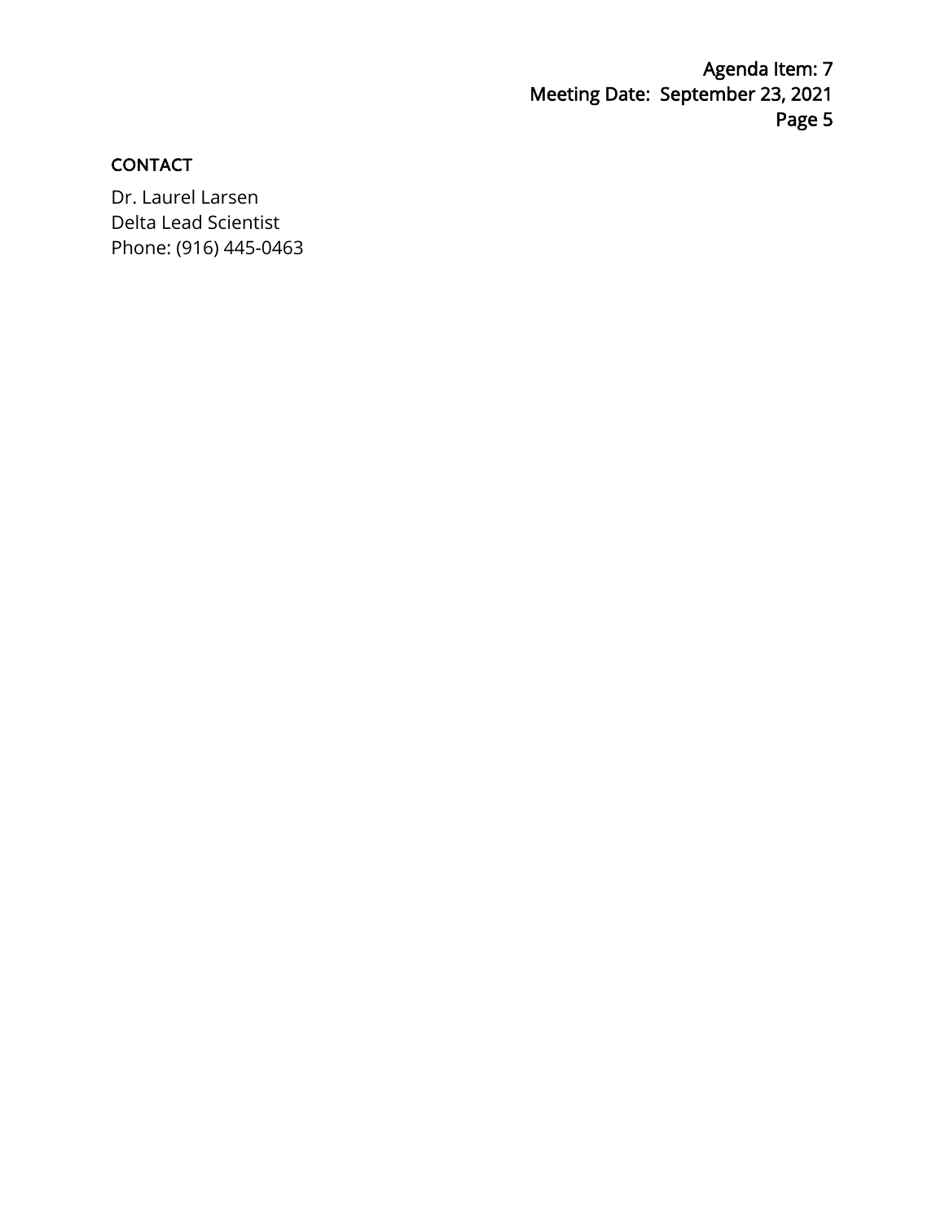## CONTACT

Dr. Laurel Larsen
Delta Lead Scientist
Phone: (916) 445-0463